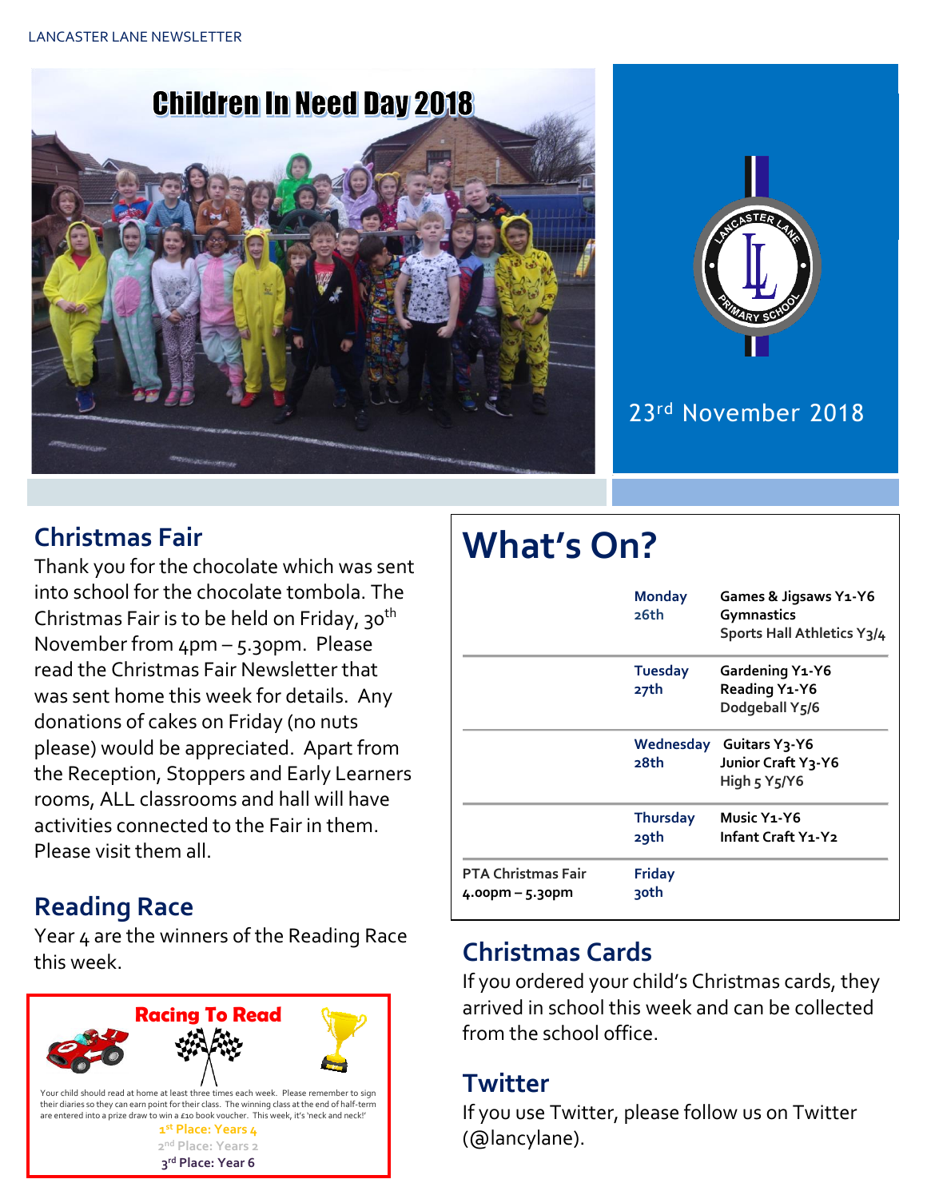# Children In Need Day 2018

23rd November 2018

## Christmas Fair

Thank you for the chocolate which was sent into school for the chocolate tombola. The Christmas Fair is to be held on Friday, 30th November from 4pm – 5.30pm. Please read the Christmas Fair Newsletter that was sent home this week for details. Any donations of cakes on Friday (no nuts please) would be appreciated. Apart from the Reception, Stoppers and Early Learners rooms, ALL classrooms and hall will have activities connected to the Fair in them. Please visit them all.

## Reading Race

Year 4 are the winners of the Reading Race this week.

**Racing To Read**

Your child should read at home at least three times each week. Please remember to sign their diaries so they can earn point for their class. The winning class at the end of half-term are entered into a prize draw to win a £10 book voucher. This week, it's 'neck and neck!'

**1st Place: Years 4**
**2nd Place: Years 2**
**3rd Place: Year 6**

## What's On?

| | | |
|---|---|---|
| | Monday 26th | Games & Jigsaws Y1-Y6<br>Gymnastics<br>Sports Hall Athletics Y3/4 |
| | Tuesday 27th | Gardening Y1-Y6<br>Reading Y1-Y6<br>Dodgeball Y5/6 |
| | Wednesday 28th | Guitars Y3-Y6<br>Junior Craft Y3-Y6<br>High 5 Y5/Y6 |
| | Thursday 29th | Music Y1-Y6<br>Infant Craft Y1-Y2 |
| PTA Christmas Fair 4.00pm – 5.30pm | Friday 30th | |

## Christmas Cards

If you ordered your child's Christmas cards, they arrived in school this week and can be collected from the school office.

## Twitter

If you use Twitter, please follow us on Twitter (@lancylane).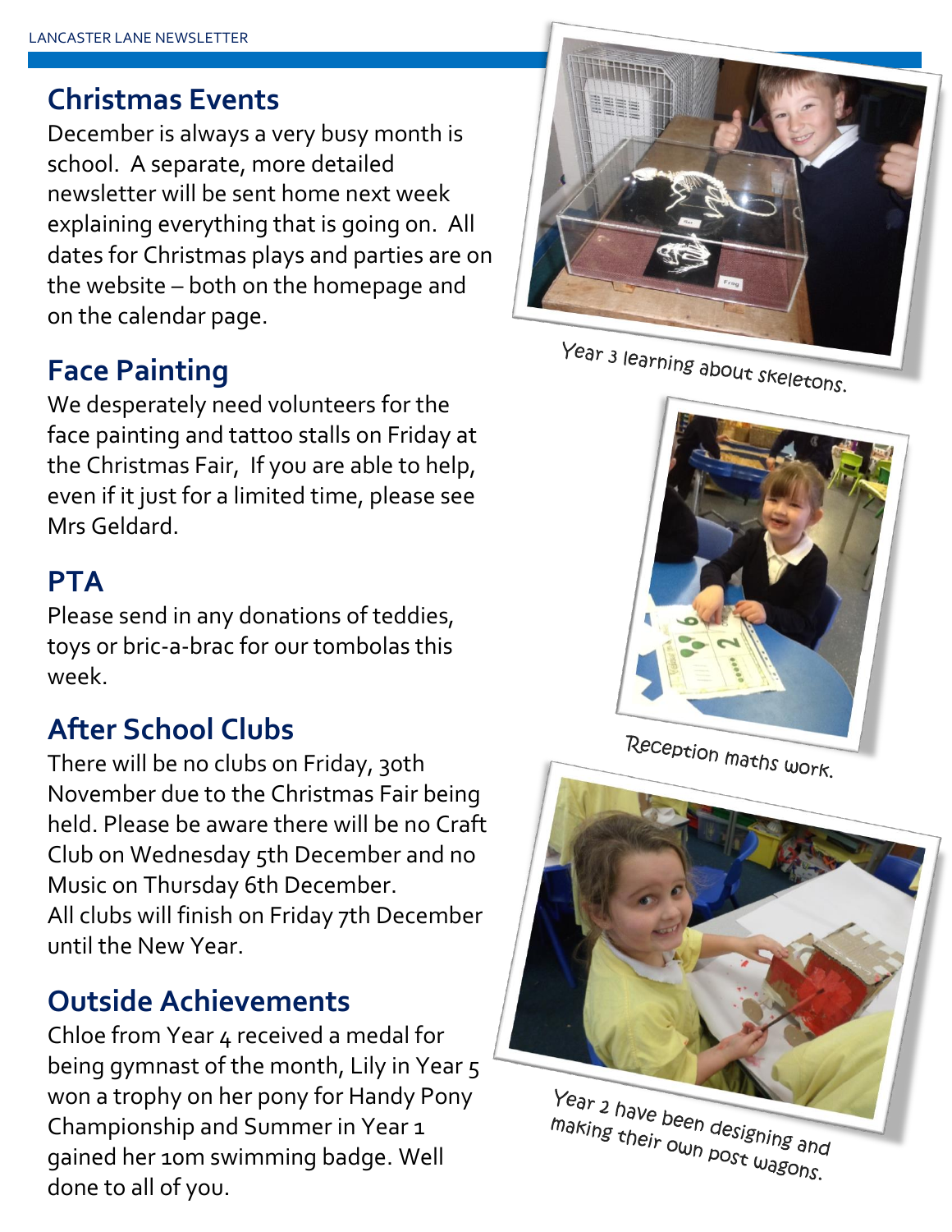## Christmas Events

December is always a very busy month is school. A separate, more detailed newsletter will be sent home next week explaining everything that is going on. All dates for Christmas plays and parties are on the website – both on the homepage and on the calendar page.

## Face Painting

We desperately need volunteers for the face painting and tattoo stalls on Friday at the Christmas Fair, If you are able to help, even if it just for a limited time, please see Mrs Geldard.

## PTA

Please send in any donations of teddies, toys or bric-a-brac for our tombolas this week.

## After School Clubs

There will be no clubs on Friday, 30th November due to the Christmas Fair being held. Please be aware there will be no Craft Club on Wednesday 5th December and no Music on Thursday 6th December.
All clubs will finish on Friday 7th December until the New Year.

## Outside Achievements

Chloe from Year 4 received a medal for being gymnast of the month, Lily in Year 5 won a trophy on her pony for Handy Pony Championship and Summer in Year 1 gained her 10m swimming badge. Well done to all of you.

Year 3 learning about skeletons.

Reception maths work.

Year 2 have been designing and making their own post wagons.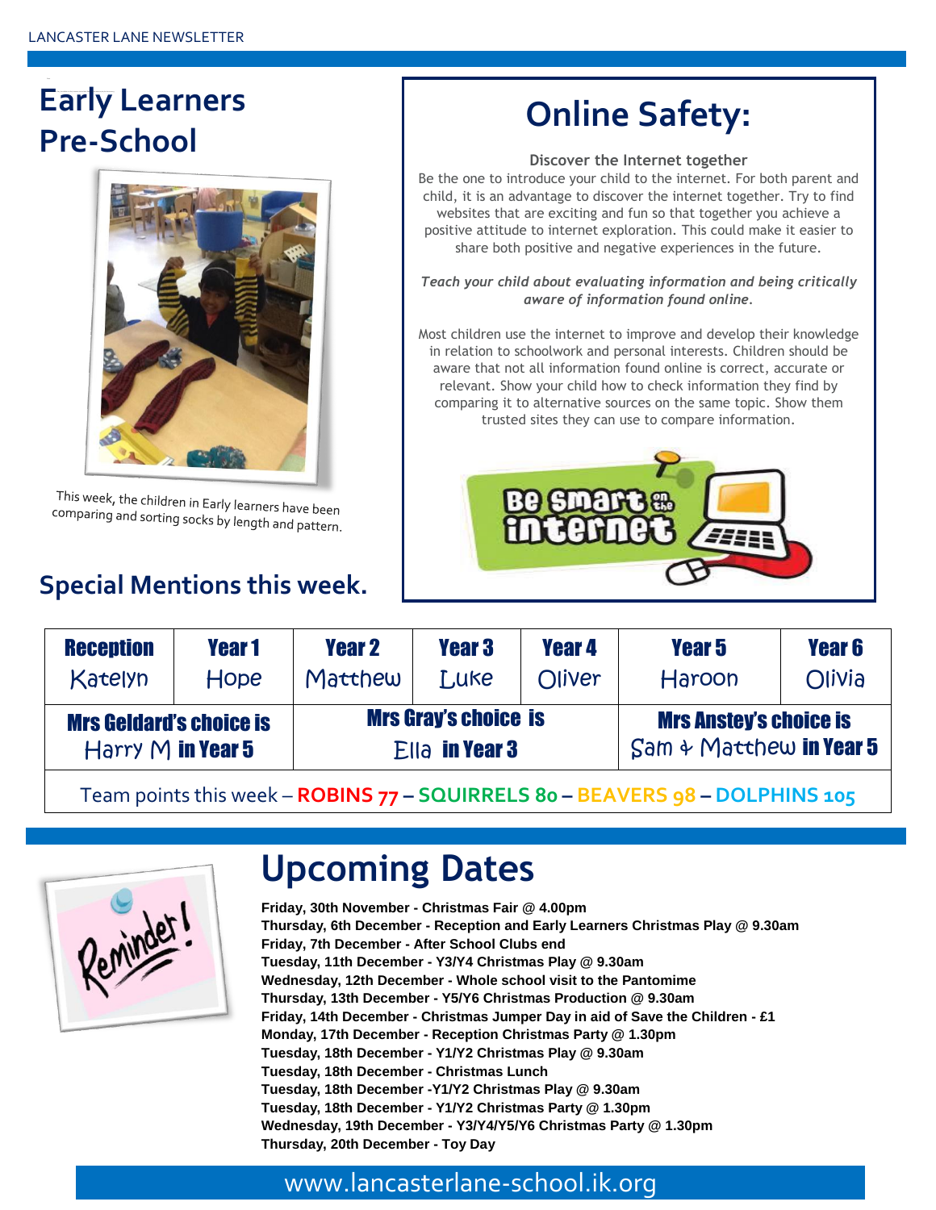## Early Learners Pre-School

This week, the children in Early learners have been comparing and sorting socks by length and pattern.

## Online Safety:

**Discover the Internet together**

Be the one to introduce your child to the internet. For both parent and child, it is an advantage to discover the internet together. Try to find websites that are exciting and fun so that together you achieve a positive attitude to internet exploration. This could make it easier to share both positive and negative experiences in the future.

*Teach your child about evaluating information and being critically aware of information found online.*

Most children use the internet to improve and develop their knowledge in relation to schoolwork and personal interests. Children should be aware that not all information found online is correct, accurate or relevant. Show your child how to check information they find by comparing it to alternative sources on the same topic. Show them trusted sites they can use to compare information.

Be smart on the internet

## Special Mentions this week.

| Reception | Year 1 | Year 2 | Year 3 | Year 4 | Year 5 | Year 6 |
|---|---|---|---|---|---|---|
| Katelyn | Hope | Matthew | Luke | Oliver | Haroon | Olivia |
| **Mrs Geldard's choice is** Harry M **in Year 5** | | **Mrs Gray's choice is** Ella **in Year 3** | | | **Mrs Anstey's choice is** Sam + Matthew **in Year 5** | |
| Team points this week – **ROBINS 77** – **SQUIRRELS 80** – **BEAVERS 98** – **DOLPHINS 105** | | | | | | |

## Upcoming Dates

Reminder!

**Friday, 30th November - Christmas Fair @ 4.00pm**
**Thursday, 6th December - Reception and Early Learners Christmas Play @ 9.30am**
**Friday, 7th December - After School Clubs end**
**Tuesday, 11th December - Y3/Y4 Christmas Play @ 9.30am**
**Wednesday, 12th December - Whole school visit to the Pantomime**
**Thursday, 13th December - Y5/Y6 Christmas Production @ 9.30am**
**Friday, 14th December - Christmas Jumper Day in aid of Save the Children - £1**
**Monday, 17th December - Reception Christmas Party @ 1.30pm**
**Tuesday, 18th December - Y1/Y2 Christmas Play @ 9.30am**
**Tuesday, 18th December - Christmas Lunch**
**Tuesday, 18th December -Y1/Y2 Christmas Play @ 9.30am**
**Tuesday, 18th December - Y1/Y2 Christmas Party @ 1.30pm**
**Wednesday, 19th December - Y3/Y4/Y5/Y6 Christmas Party @ 1.30pm**
**Thursday, 20th December - Toy Day**

www.lancasterlane-school.ik.org